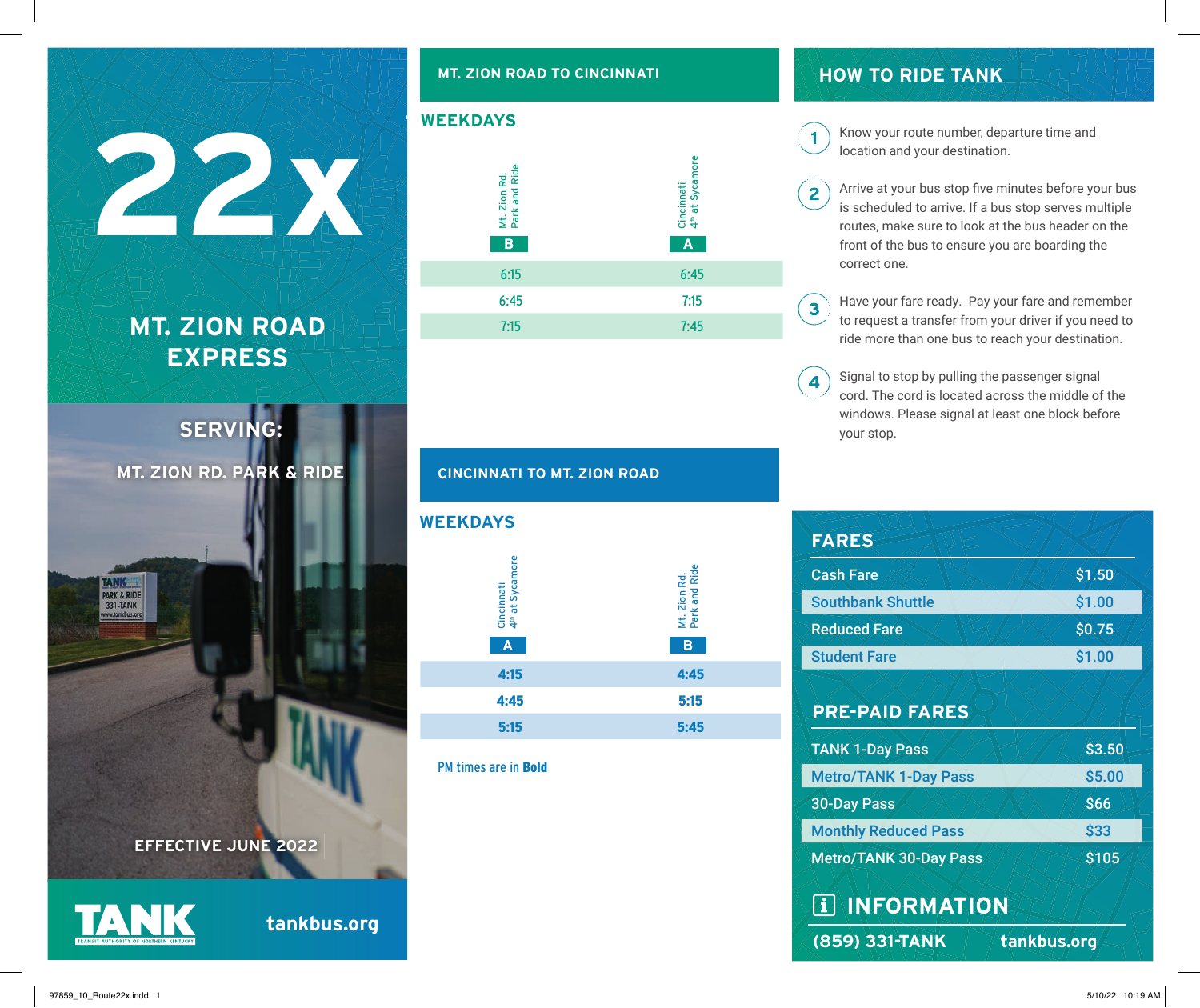# 22x

## MT. ZION ROAD EXPRESS

**SERVING:**

MT. ZION RD. PARK & RIDE

EFFECTIVE JUNE 2022

TANK

tankbus.org

## MT. ZION ROAD TO CINCINNATI

### WEEKDAYS

| Mt. Zion Rd. Park and Ride B | Cincinnati 4th at Sycamore A |
|---|---|
| 6:15 | 6:45 |
| 6:45 | 7:15 |
| 7:15 | 7:45 |

## CINCINNATI TO MT. ZION ROAD

### WEEKDAYS

| Cincinnati 4th at Sycamore A | Mt. Zion Rd. Park and Ride B |
|---|---|
| **4:15** | **4:45** |
| **4:45** | **5:15** |
| **5:15** | **5:45** |

PM times are in **Bold**

## HOW TO RIDE TANK

1. Know your route number, departure time and location and your destination.
2. Arrive at your bus stop five minutes before your bus is scheduled to arrive. If a bus stop serves multiple routes, make sure to look at the bus header on the front of the bus to ensure you are boarding the correct one.
3. Have your fare ready. Pay your fare and remember to request a transfer from your driver if you need to ride more than one bus to reach your destination.
4. Signal to stop by pulling the passenger signal cord. The cord is located across the middle of the windows. Please signal at least one block before your stop.

## FARES

| Fare | Price |
|---|---|
| Cash Fare | $1.50 |
| Southbank Shuttle | $1.00 |
| Reduced Fare | $0.75 |
| Student Fare | $1.00 |

## PRE-PAID FARES

| Pass | Price |
|---|---|
| TANK 1-Day Pass | $3.50 |
| Metro/TANK 1-Day Pass | $5.00 |
| 30-Day Pass | $66 |
| Monthly Reduced Pass | $33 |
| Metro/TANK 30-Day Pass | $105 |

## INFORMATION

(859) 331-TANK tankbus.org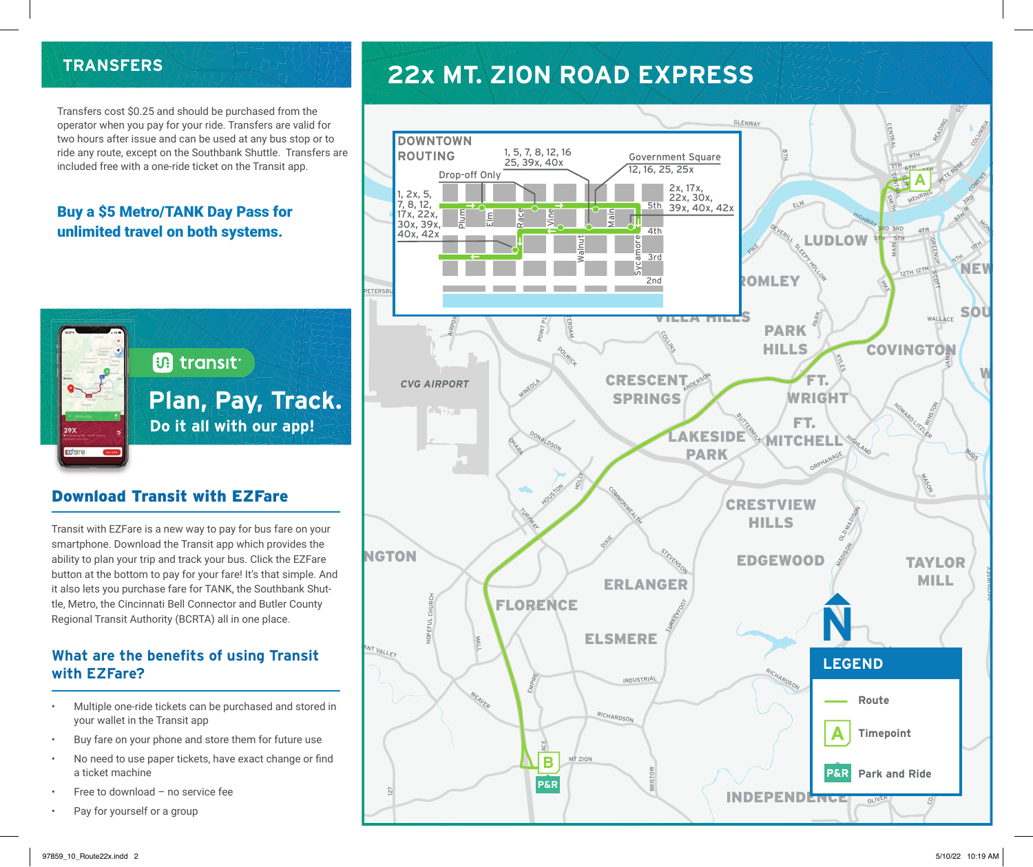## TRANSFERS

Transfers cost $0.25 and should be purchased from the operator when you pay for your ride. Transfers are valid for two hours after issue and can be used at any bus stop or to ride any route, except on the Southbank Shuttle. Transfers are included free with a one-ride ticket on the Transit app.

**Buy a $5 Metro/TANK Day Pass for unlimited travel on both systems.**

transit

**Plan, Pay, Track.**

**Do it all with our app!**

## Download Transit with EZFare

Transit with EZFare is a new way to pay for bus fare on your smartphone. Download the Transit app which provides the ability to plan your trip and track your bus. Click the EZFare button at the bottom to pay for your fare! It's that simple. And it also lets you purchase fare for TANK, the Southbank Shuttle, Metro, the Cincinnati Bell Connector and Butler County Regional Transit Authority (BCRTA) all in one place.

## What are the benefits of using Transit with EZFare?

- Multiple one-ride tickets can be purchased and stored in your wallet in the Transit app
- Buy fare on your phone and store them for future use
- No need to use paper tickets, have exact change or find a ticket machine
- Free to download – no service fee
- Pay for yourself or a group

# 22x MT. ZION ROAD EXPRESS

DOWNTOWN ROUTING

1, 5, 7, 8, 12, 16
25, 39x, 40x

Government Square
12, 16, 25, 25x

Drop-off Only

1, 2x, 5, 7, 8, 12, 17x, 22x, 30x, 39x, 40x, 42x

2x, 17x, 22x, 30x, 39x, 40x, 42x

Plum, Elm, Race, Vine, Walnut, Main, Sycamore

5th, 4th, 3rd, 2nd

LEGEND

Route

A Timepoint

P&R Park and Ride